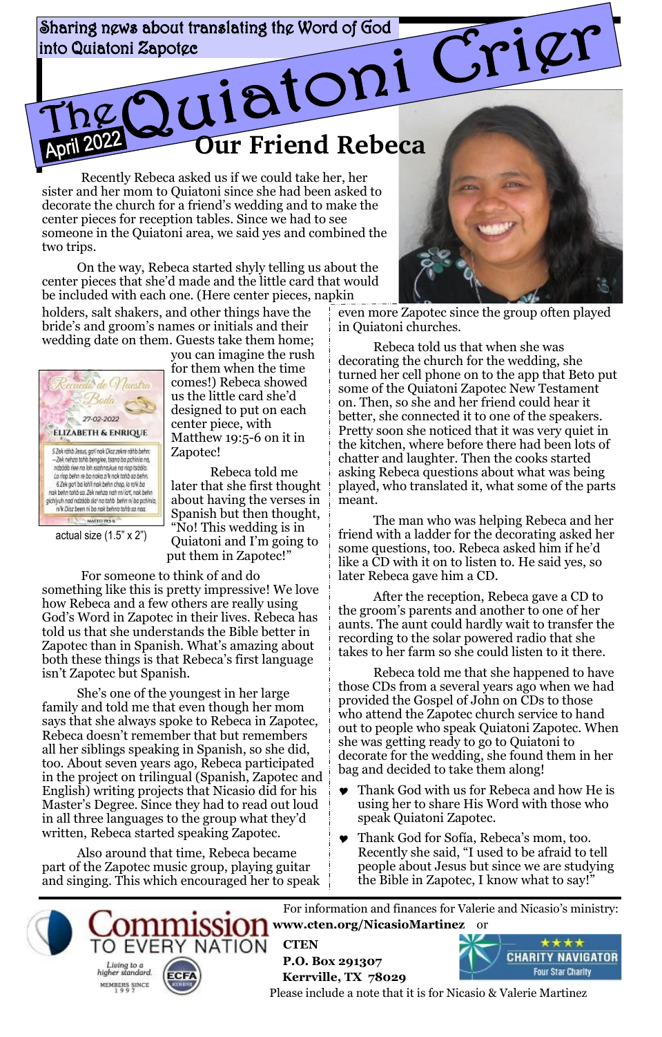Sharing news about translating the Word of God into Quiatoni Zapotec

# The Quiatoni Crier

April 2022

## Our Friend Rebeca

Recently Rebeca asked us if we could take her, her sister and her mom to Quiatoni since she had been asked to decorate the church for a friend's wedding and to make the center pieces for reception tables. Since we had to see someone in the Quiatoni area, we said yes and combined the two trips.

On the way, Rebeca started shyly telling us about the center pieces that she'd made and the little card that would be included with each one. (Here center pieces, napkin holders, salt shakers, and other things have the bride's and groom's names or initials and their wedding date on them. Guests take them home; you can imagine the rush for them when the time comes!) Rebeca showed us the little card she'd designed to put on each center piece, with Matthew 19:5-6 on it in Zapotec!

Recuerdo de Nuestra Boda

27-02-2022

ELIZABETH & ENRIQUE

5 Zek rohb Jesus, gol nak Diaz zekre rahb behn: —Zek nehza tohb bengiee, tsana bo pchinia na, ndobdo riee na loh ssahnaJkue na riap tsdoio. Lo riap behn re bo noka zi'k nak tohb sa behn. 6 Zek gol bo lohl nak behn chop, lo rak bo nak behn tohb sa. Zek nehza nah ni lott, nak behn gichiyuh nad ndobdo slo' na tohb behn ni bo pchinia, n'k Diaz been ni bo nak behna tohb sa naa.

MATEO 19:5-6

actual size (1.5" x 2")

Rebeca told me later that she first thought about having the verses in Spanish but then thought, "No! This wedding is in Quiatoni and I'm going to put them in Zapotec!"

For someone to think of and do something like this is pretty impressive! We love how Rebeca and a few others are really using God's Word in Zapotec in their lives. Rebeca has told us that she understands the Bible better in Zapotec than in Spanish. What's amazing about both these things is that Rebeca's first language isn't Zapotec but Spanish.

She's one of the youngest in her large family and told me that even though her mom says that she always spoke to Rebeca in Zapotec, Rebeca doesn't remember that but remembers all her siblings speaking in Spanish, so she did, too. About seven years ago, Rebeca participated in the project on trilingual (Spanish, Zapotec and English) writing projects that Nicasio did for his Master's Degree. Since they had to read out loud in all three languages to the group what they'd written, Rebeca started speaking Zapotec.

Also around that time, Rebeca became part of the Zapotec music group, playing guitar and singing. This which encouraged her to speak even more Zapotec since the group often played in Quiatoni churches.

Rebeca told us that when she was decorating the church for the wedding, she turned her cell phone on to the app that Beto put some of the Quiatoni Zapotec New Testament on. Then, so she and her friend could hear it better, she connected it to one of the speakers. Pretty soon she noticed that it was very quiet in the kitchen, where before there had been lots of chatter and laughter. Then the cooks started asking Rebeca questions about what was being played, who translated it, what some of the parts meant.

The man who was helping Rebeca and her friend with a ladder for the decorating asked her some questions, too. Rebeca asked him if he'd like a CD with it on to listen to. He said yes, so later Rebeca gave him a CD.

After the reception, Rebeca gave a CD to the groom's parents and another to one of her aunts. The aunt could hardly wait to transfer the recording to the solar powered radio that she takes to her farm so she could listen to it there.

Rebeca told me that she happened to have those CDs from a several years ago when we had provided the Gospel of John on CDs to those who attend the Zapotec church service to hand out to people who speak Quiatoni Zapotec. When she was getting ready to go to Quiatoni to decorate for the wedding, she found them in her bag and decided to take them along!

- Thank God with us for Rebeca and how He is using her to share His Word with those who speak Quiatoni Zapotec.
- Thank God for Sofía, Rebeca's mom, too. Recently she said, "I used to be afraid to tell people about Jesus but since we are studying the Bible in Zapotec, I know what to say!"

---

Commission TO EVERY NATION — Living to a higher standard. MEMBERS SINCE 1997 — ECFA

For information and finances for Valerie and Nicasio's ministry: **www.cten.org/NicasioMartinez** or

**CTEN**
**P.O. Box 291307**
**Kerrville, TX 78029**

CHARITY NAVIGATOR — Four Star Charity

Please include a note that it is for Nicasio & Valerie Martinez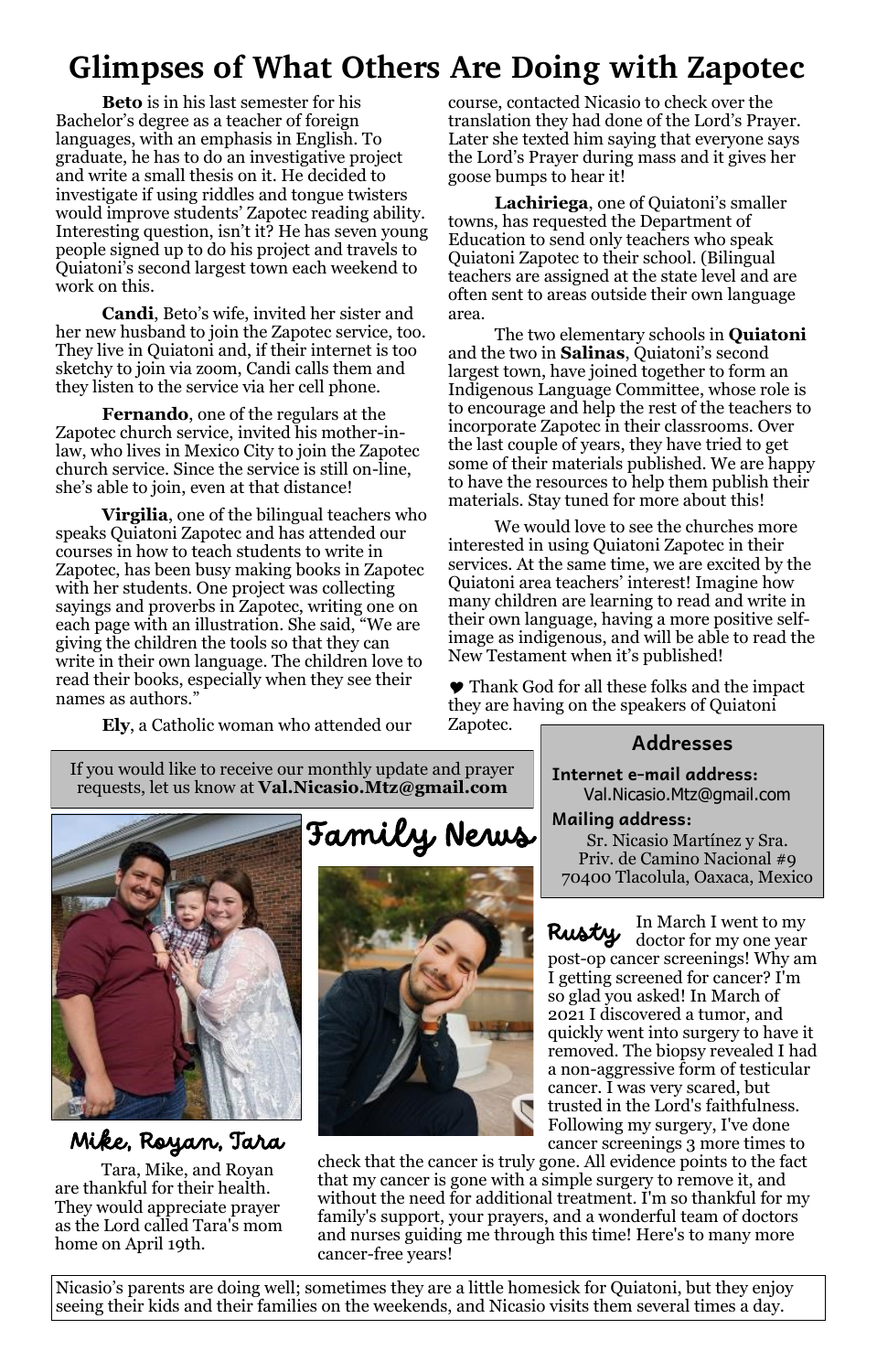# Glimpses of What Others Are Doing with Zapotec

**Beto** is in his last semester for his Bachelor's degree as a teacher of foreign languages, with an emphasis in English. To graduate, he has to do an investigative project and write a small thesis on it. He decided to investigate if using riddles and tongue twisters would improve students' Zapotec reading ability. Interesting question, isn't it? He has seven young people signed up to do his project and travels to Quiatoni's second largest town each weekend to work on this.

**Candi**, Beto's wife, invited her sister and her new husband to join the Zapotec service, too. They live in Quiatoni and, if their internet is too sketchy to join via zoom, Candi calls them and they listen to the service via her cell phone.

**Fernando**, one of the regulars at the Zapotec church service, invited his mother-in-law, who lives in Mexico City to join the Zapotec church service. Since the service is still on-line, she's able to join, even at that distance!

**Virgilia**, one of the bilingual teachers who speaks Quiatoni Zapotec and has attended our courses in how to teach students to write in Zapotec, has been busy making books in Zapotec with her students. One project was collecting sayings and proverbs in Zapotec, writing one on each page with an illustration. She said, "We are giving the children the tools so that they can write in their own language. The children love to read their books, especially when they see their names as authors."

**Ely**, a Catholic woman who attended our course, contacted Nicasio to check over the translation they had done of the Lord's Prayer. Later she texted him saying that everyone says the Lord's Prayer during mass and it gives her goose bumps to hear it!

**Lachiriega**, one of Quiatoni's smaller towns, has requested the Department of Education to send only teachers who speak Quiatoni Zapotec to their school. (Bilingual teachers are assigned at the state level and are often sent to areas outside their own language area.

The two elementary schools in **Quiatoni** and the two in **Salinas**, Quiatoni's second largest town, have joined together to form an Indigenous Language Committee, whose role is to encourage and help the rest of the teachers to incorporate Zapotec in their classrooms. Over the last couple of years, they have tried to get some of their materials published. We are happy to have the resources to help them publish their materials. Stay tuned for more about this!

We would love to see the churches more interested in using Quiatoni Zapotec in their services. At the same time, we are excited by the Quiatoni area teachers' interest! Imagine how many children are learning to read and write in their own language, having a more positive self-image as indigenous, and will be able to read the New Testament when it's published!

♥ Thank God for all these folks and the impact they are having on the speakers of Quiatoni Zapotec.

If you would like to receive our monthly update and prayer requests, let us know at **Val.Nicasio.Mtz@gmail.com**

## Addresses

**Internet e-mail address:**
Val.Nicasio.Mtz@gmail.com

**Mailing address:**
Sr. Nicasio Martínez y Sra.
Priv. de Camino Nacional #9
70400 Tlacolula, Oaxaca, Mexico

## Family News

**Mike, Royan, Tara**

Tara, Mike, and Royan are thankful for their health. They would appreciate prayer as the Lord called Tara's mom home on April 19th.

**Rusty** In March I went to my doctor for my one year post-op cancer screenings! Why am I getting screened for cancer? I'm so glad you asked! In March of 2021 I discovered a tumor, and quickly went into surgery to have it removed. The biopsy revealed I had a non-aggressive form of testicular cancer. I was very scared, but trusted in the Lord's faithfulness. Following my surgery, I've done cancer screenings 3 more times to check that the cancer is truly gone. All evidence points to the fact that my cancer is gone with a simple surgery to remove it, and without the need for additional treatment. I'm so thankful for my family's support, your prayers, and a wonderful team of doctors and nurses guiding me through this time! Here's to many more cancer-free years!

Nicasio's parents are doing well; sometimes they are a little homesick for Quiatoni, but they enjoy seeing their kids and their families on the weekends, and Nicasio visits them several times a day.